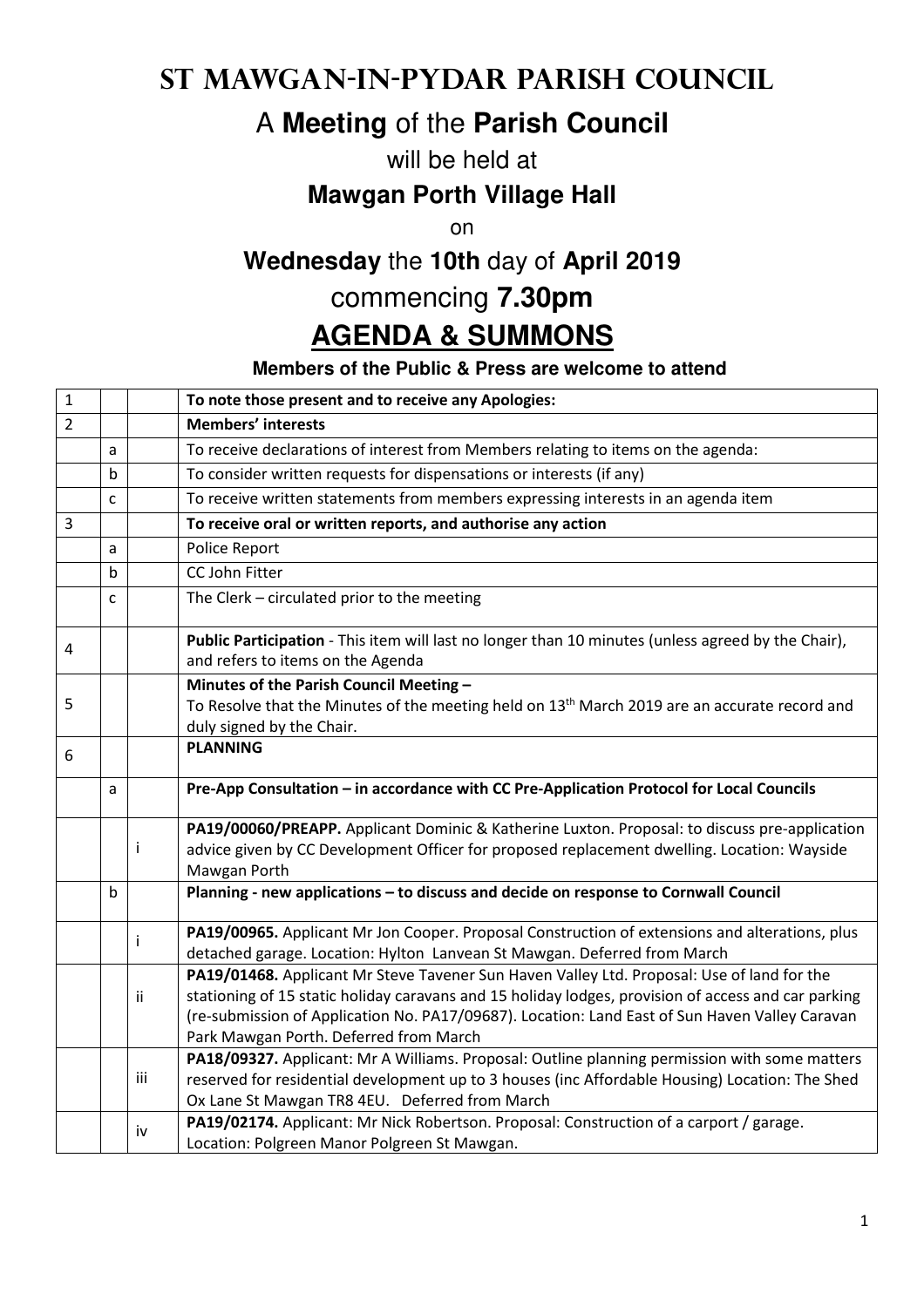# ST MAWGAN-IN-PYDAR PARISH COUNCIL

## A **Meeting** of the **Parish Council**

will be held at

**Mawgan Porth Village Hall**

on

**Wednesday** the **10th** day of **April 2019**

commencing **7.30pm**

## AGENDA & SUMMONS

**Members of the Public & Press are welcome to attend**

| | | | |
|---|---|---|---|
| 1 | | | **To note those present and to receive any Apologies:** |
| 2 | | | **Members' interests** |
| | a | | To receive declarations of interest from Members relating to items on the agenda: |
| | b | | To consider written requests for dispensations or interests (if any) |
| | c | | To receive written statements from members expressing interests in an agenda item |
| 3 | | | **To receive oral or written reports, and authorise any action** |
| | a | | Police Report |
| | b | | CC John Fitter |
| | c | | The Clerk – circulated prior to the meeting |
| 4 | | | **Public Participation** - This item will last no longer than 10 minutes (unless agreed by the Chair), and refers to items on the Agenda |
| 5 | | | **Minutes of the Parish Council Meeting –** To Resolve that the Minutes of the meeting held on 13th March 2019 are an accurate record and duly signed by the Chair. |
| 6 | | | **PLANNING** |
| | a | | **Pre-App Consultation – in accordance with CC Pre-Application Protocol for Local Councils** |
| | | i | **PA19/00060/PREAPP.** Applicant Dominic & Katherine Luxton. Proposal: to discuss pre-application advice given by CC Development Officer for proposed replacement dwelling. Location: Wayside Mawgan Porth |
| | b | | **Planning - new applications – to discuss and decide on response to Cornwall Council** |
| | | i | **PA19/00965.** Applicant Mr Jon Cooper. Proposal Construction of extensions and alterations, plus detached garage. Location: Hylton Lanvean St Mawgan. Deferred from March |
| | | ii | **PA19/01468.** Applicant Mr Steve Tavener Sun Haven Valley Ltd. Proposal: Use of land for the stationing of 15 static holiday caravans and 15 holiday lodges, provision of access and car parking (re-submission of Application No. PA17/09687). Location: Land East of Sun Haven Valley Caravan Park Mawgan Porth. Deferred from March |
| | | iii | **PA18/09327.** Applicant: Mr A Williams. Proposal: Outline planning permission with some matters reserved for residential development up to 3 houses (inc Affordable Housing) Location: The Shed Ox Lane St Mawgan TR8 4EU. Deferred from March |
| | | iv | **PA19/02174.** Applicant: Mr Nick Robertson. Proposal: Construction of a carport / garage. Location: Polgreen Manor Polgreen St Mawgan. |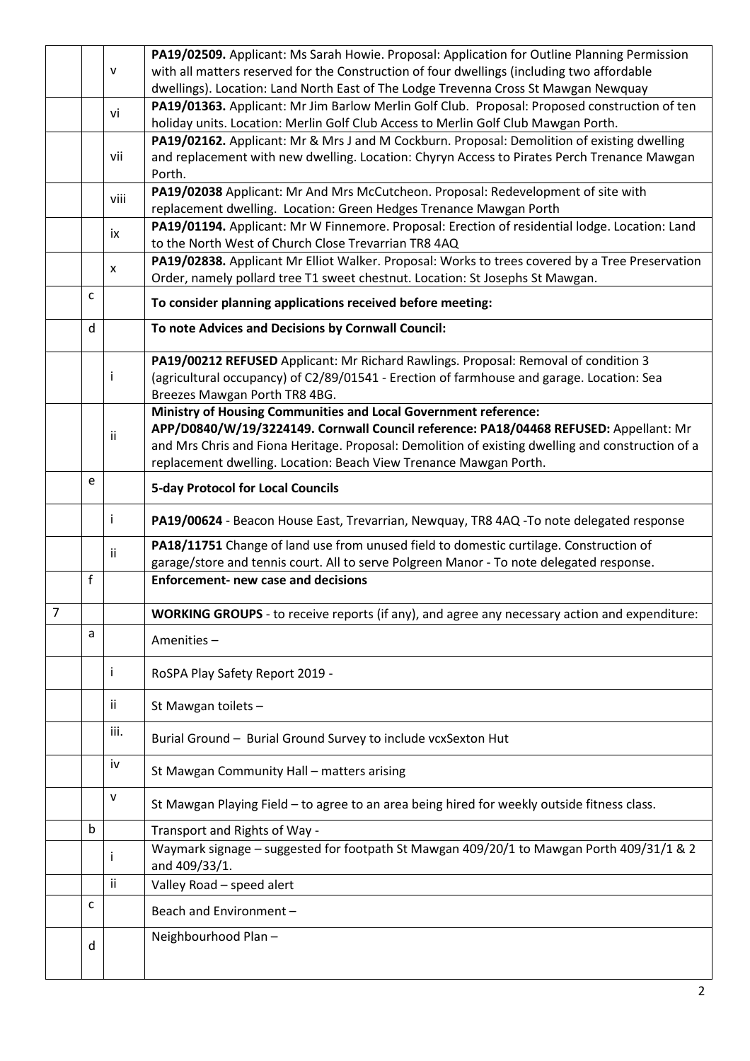| | | | |
|---|---|---|---|
| | | v | **PA19/02509.** Applicant: Ms Sarah Howie. Proposal: Application for Outline Planning Permission with all matters reserved for the Construction of four dwellings (including two affordable dwellings). Location: Land North East of The Lodge Trevenna Cross St Mawgan Newquay |
| | | vi | **PA19/01363.** Applicant: Mr Jim Barlow Merlin Golf Club. Proposal: Proposed construction of ten holiday units. Location: Merlin Golf Club Access to Merlin Golf Club Mawgan Porth. |
| | | vii | **PA19/02162.** Applicant: Mr & Mrs J and M Cockburn. Proposal: Demolition of existing dwelling and replacement with new dwelling. Location: Chyryn Access to Pirates Perch Trenance Mawgan Porth. |
| | | viii | **PA19/02038** Applicant: Mr And Mrs McCutcheon. Proposal: Redevelopment of site with replacement dwelling. Location: Green Hedges Trenance Mawgan Porth |
| | | ix | **PA19/01194.** Applicant: Mr W Finnemore. Proposal: Erection of residential lodge. Location: Land to the North West of Church Close Trevarrian TR8 4AQ |
| | | x | **PA19/02838.** Applicant Mr Elliot Walker. Proposal: Works to trees covered by a Tree Preservation Order, namely pollard tree T1 sweet chestnut. Location: St Josephs St Mawgan. |
| | c | | **To consider planning applications received before meeting:** |
| | d | | **To note Advices and Decisions by Cornwall Council:** |
| | | i | **PA19/00212 REFUSED** Applicant: Mr Richard Rawlings. Proposal: Removal of condition 3 (agricultural occupancy) of C2/89/01541 - Erection of farmhouse and garage. Location: Sea Breezes Mawgan Porth TR8 4BG. |
| | | ii | **Ministry of Housing Communities and Local Government reference: APP/D0840/W/19/3224149. Cornwall Council reference: PA18/04468 REFUSED:** Appellant: Mr and Mrs Chris and Fiona Heritage. Proposal: Demolition of existing dwelling and construction of a replacement dwelling. Location: Beach View Trenance Mawgan Porth. |
| | e | | **5-day Protocol for Local Councils** |
| | | i | **PA19/00624** - Beacon House East, Trevarrian, Newquay, TR8 4AQ -To note delegated response |
| | | ii | **PA18/11751** Change of land use from unused field to domestic curtilage. Construction of garage/store and tennis court. All to serve Polgreen Manor - To note delegated response. |
| | f | | **Enforcement- new case and decisions** |
| 7 | | | **WORKING GROUPS** - to receive reports (if any), and agree any necessary action and expenditure: |
| | a | | Amenities – |
| | | i | RoSPA Play Safety Report 2019 - |
| | | ii | St Mawgan toilets – |
| | | iii. | Burial Ground – Burial Ground Survey to include vcxSexton Hut |
| | | iv | St Mawgan Community Hall – matters arising |
| | | v | St Mawgan Playing Field – to agree to an area being hired for weekly outside fitness class. |
| | b | | Transport and Rights of Way - |
| | | i | Waymark signage – suggested for footpath St Mawgan 409/20/1 to Mawgan Porth 409/31/1 & 2 and 409/33/1. |
| | | ii | Valley Road – speed alert |
| | c | | Beach and Environment – |
| | d | | Neighbourhood Plan – |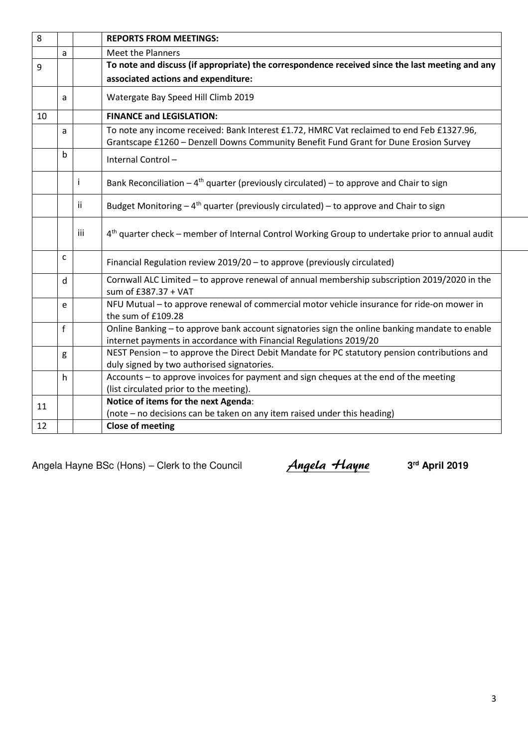| | | | |
|---|---|---|---|
| 8 | | | **REPORTS FROM MEETINGS:** |
| | a | | Meet the Planners |
| 9 | | | **To note and discuss (if appropriate) the correspondence received since the last meeting and any associated actions and expenditure:** |
| | a | | Watergate Bay Speed Hill Climb 2019 |
| 10 | | | **FINANCE and LEGISLATION:** |
| | a | | To note any income received: Bank Interest £1.72, HMRC Vat reclaimed to end Feb £1327.96, Grantscape £1260 – Denzell Downs Community Benefit Fund Grant for Dune Erosion Survey |
| | b | | Internal Control – |
| | | i | Bank Reconciliation – 4th quarter (previously circulated) – to approve and Chair to sign |
| | | ii | Budget Monitoring – 4th quarter (previously circulated) – to approve and Chair to sign |
| | | iii | 4th quarter check – member of Internal Control Working Group to undertake prior to annual audit |
| | c | | Financial Regulation review 2019/20 – to approve (previously circulated) |
| | d | | Cornwall ALC Limited – to approve renewal of annual membership subscription 2019/2020 in the sum of £387.37 + VAT |
| | e | | NFU Mutual – to approve renewal of commercial motor vehicle insurance for ride-on mower in the sum of £109.28 |
| | f | | Online Banking – to approve bank account signatories sign the online banking mandate to enable internet payments in accordance with Financial Regulations 2019/20 |
| | g | | NEST Pension – to approve the Direct Debit Mandate for PC statutory pension contributions and duly signed by two authorised signatories. |
| | h | | Accounts – to approve invoices for payment and sign cheques at the end of the meeting (list circulated prior to the meeting). |
| 11 | | | **Notice of items for the next Agenda**: (note – no decisions can be taken on any item raised under this heading) |
| 12 | | | **Close of meeting** |

Angela Hayne BSc (Hons) – Clerk to the Council *Angela Hayne* **3rd April 2019**